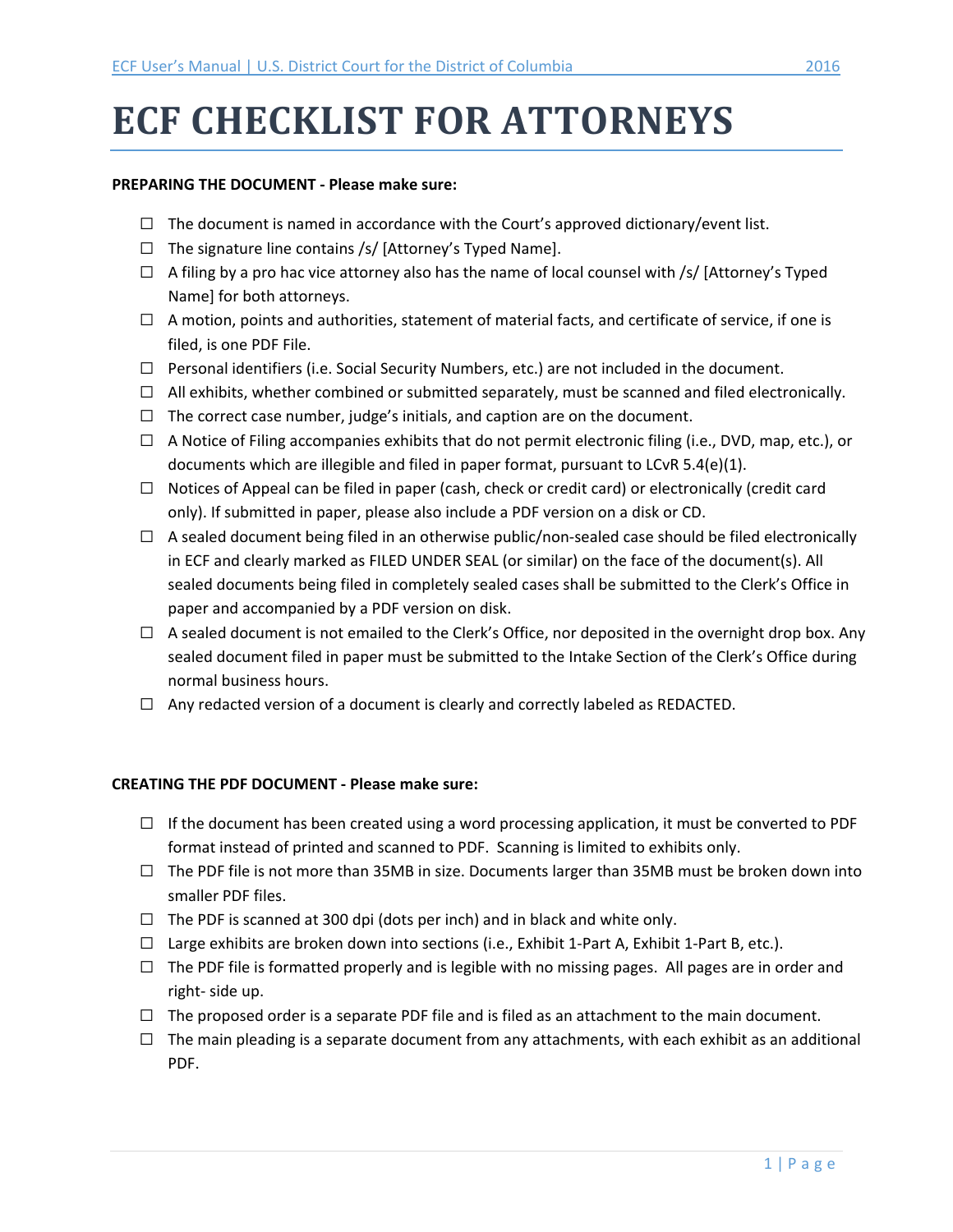# ECF CHECKLIST FOR ATTORNEYS

**PREPARING THE DOCUMENT - Please make sure:**

- ☐ The document is named in accordance with the Court's approved dictionary/event list.
- ☐ The signature line contains /s/ [Attorney's Typed Name].
- ☐ A filing by a pro hac vice attorney also has the name of local counsel with /s/ [Attorney's Typed Name] for both attorneys.
- ☐ A motion, points and authorities, statement of material facts, and certificate of service, if one is filed, is one PDF File.
- ☐ Personal identifiers (i.e. Social Security Numbers, etc.) are not included in the document.
- ☐ All exhibits, whether combined or submitted separately, must be scanned and filed electronically.
- ☐ The correct case number, judge's initials, and caption are on the document.
- ☐ A Notice of Filing accompanies exhibits that do not permit electronic filing (i.e., DVD, map, etc.), or documents which are illegible and filed in paper format, pursuant to LCvR 5.4(e)(1).
- ☐ Notices of Appeal can be filed in paper (cash, check or credit card) or electronically (credit card only). If submitted in paper, please also include a PDF version on a disk or CD.
- ☐ A sealed document being filed in an otherwise public/non-sealed case should be filed electronically in ECF and clearly marked as FILED UNDER SEAL (or similar) on the face of the document(s). All sealed documents being filed in completely sealed cases shall be submitted to the Clerk's Office in paper and accompanied by a PDF version on disk.
- ☐ A sealed document is not emailed to the Clerk's Office, nor deposited in the overnight drop box. Any sealed document filed in paper must be submitted to the Intake Section of the Clerk's Office during normal business hours.
- ☐ Any redacted version of a document is clearly and correctly labeled as REDACTED.

**CREATING THE PDF DOCUMENT - Please make sure:**

- ☐ If the document has been created using a word processing application, it must be converted to PDF format instead of printed and scanned to PDF. Scanning is limited to exhibits only.
- ☐ The PDF file is not more than 35MB in size. Documents larger than 35MB must be broken down into smaller PDF files.
- ☐ The PDF is scanned at 300 dpi (dots per inch) and in black and white only.
- ☐ Large exhibits are broken down into sections (i.e., Exhibit 1-Part A, Exhibit 1-Part B, etc.).
- ☐ The PDF file is formatted properly and is legible with no missing pages. All pages are in order and right- side up.
- ☐ The proposed order is a separate PDF file and is filed as an attachment to the main document.
- ☐ The main pleading is a separate document from any attachments, with each exhibit as an additional PDF.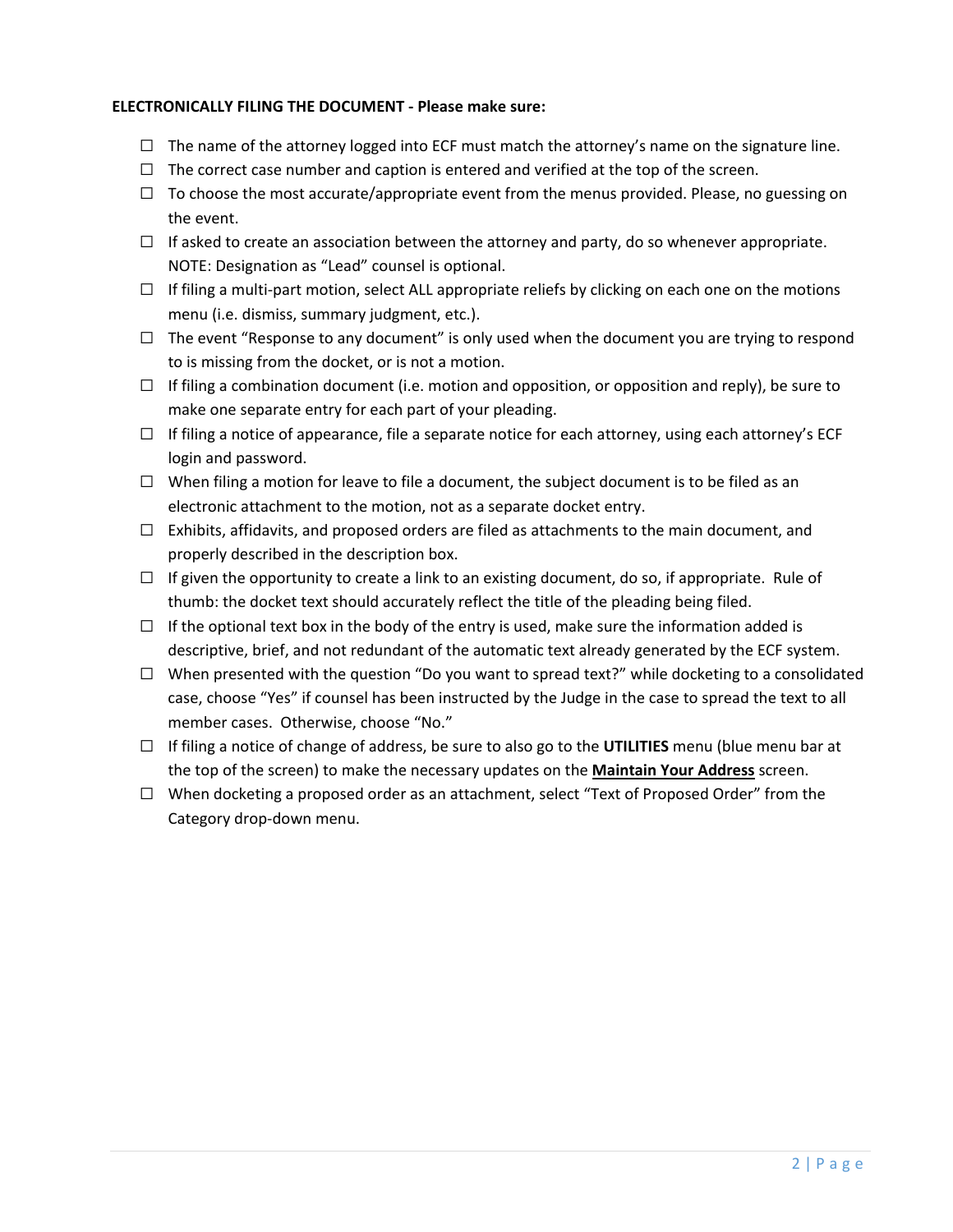**ELECTRONICALLY FILING THE DOCUMENT - Please make sure:**

- ☐ The name of the attorney logged into ECF must match the attorney's name on the signature line.
- ☐ The correct case number and caption is entered and verified at the top of the screen.
- ☐ To choose the most accurate/appropriate event from the menus provided. Please, no guessing on the event.
- ☐ If asked to create an association between the attorney and party, do so whenever appropriate. NOTE: Designation as "Lead" counsel is optional.
- ☐ If filing a multi-part motion, select ALL appropriate reliefs by clicking on each one on the motions menu (i.e. dismiss, summary judgment, etc.).
- ☐ The event "Response to any document" is only used when the document you are trying to respond to is missing from the docket, or is not a motion.
- ☐ If filing a combination document (i.e. motion and opposition, or opposition and reply), be sure to make one separate entry for each part of your pleading.
- ☐ If filing a notice of appearance, file a separate notice for each attorney, using each attorney's ECF login and password.
- ☐ When filing a motion for leave to file a document, the subject document is to be filed as an electronic attachment to the motion, not as a separate docket entry.
- ☐ Exhibits, affidavits, and proposed orders are filed as attachments to the main document, and properly described in the description box.
- ☐ If given the opportunity to create a link to an existing document, do so, if appropriate. Rule of thumb: the docket text should accurately reflect the title of the pleading being filed.
- ☐ If the optional text box in the body of the entry is used, make sure the information added is descriptive, brief, and not redundant of the automatic text already generated by the ECF system.
- ☐ When presented with the question "Do you want to spread text?" while docketing to a consolidated case, choose "Yes" if counsel has been instructed by the Judge in the case to spread the text to all member cases. Otherwise, choose "No."
- ☐ If filing a notice of change of address, be sure to also go to the **UTILITIES** menu (blue menu bar at the top of the screen) to make the necessary updates on the **Maintain Your Address** screen.
- ☐ When docketing a proposed order as an attachment, select "Text of Proposed Order" from the Category drop-down menu.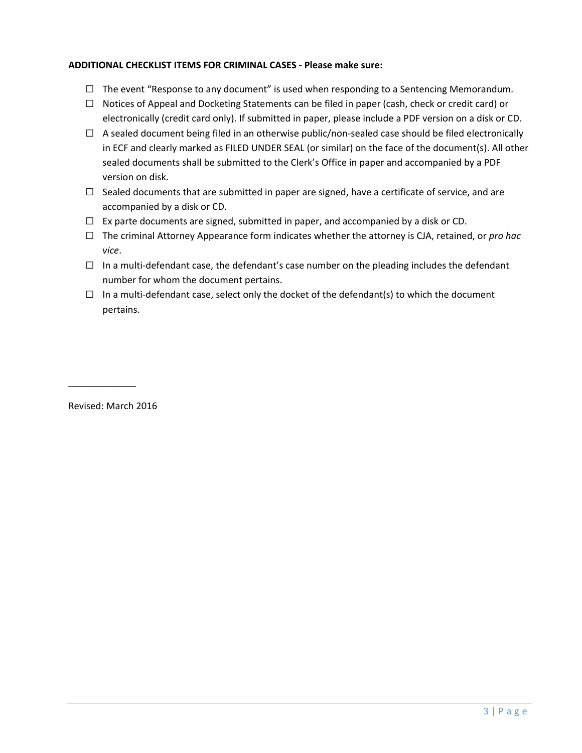**ADDITIONAL CHECKLIST ITEMS FOR CRIMINAL CASES - Please make sure:**

- ☐ The event "Response to any document" is used when responding to a Sentencing Memorandum.
- ☐ Notices of Appeal and Docketing Statements can be filed in paper (cash, check or credit card) or electronically (credit card only). If submitted in paper, please include a PDF version on a disk or CD.
- ☐ A sealed document being filed in an otherwise public/non-sealed case should be filed electronically in ECF and clearly marked as FILED UNDER SEAL (or similar) on the face of the document(s). All other sealed documents shall be submitted to the Clerk's Office in paper and accompanied by a PDF version on disk.
- ☐ Sealed documents that are submitted in paper are signed, have a certificate of service, and are accompanied by a disk or CD.
- ☐ Ex parte documents are signed, submitted in paper, and accompanied by a disk or CD.
- ☐ The criminal Attorney Appearance form indicates whether the attorney is CJA, retained, or *pro hac vice*.
- ☐ In a multi-defendant case, the defendant's case number on the pleading includes the defendant number for whom the document pertains.
- ☐ In a multi-defendant case, select only the docket of the defendant(s) to which the document pertains.

_____________

Revised: March 2016